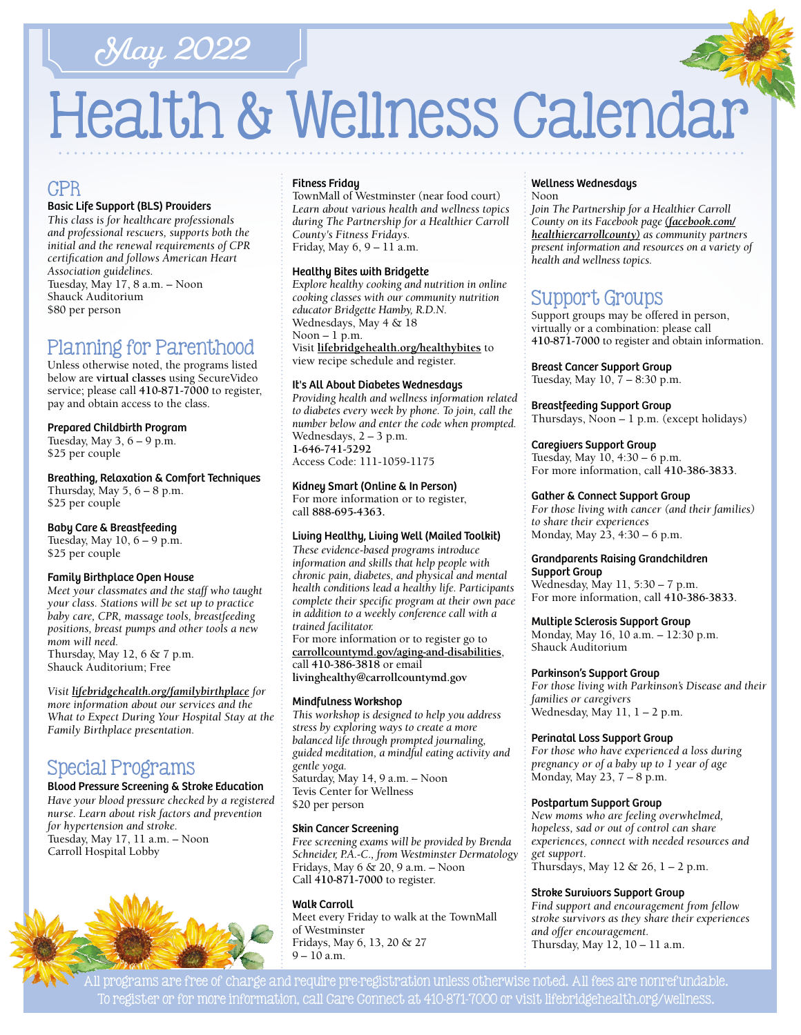# May 2022

# Health & Wellness Calendar

## CPR

**Basic Life Support (BLS) Providers**
*This class is for healthcare professionals and professional rescuers, supports both the initial and the renewal requirements of CPR certification and follows American Heart Association guidelines.*
Tuesday, May 17, 8 a.m. – Noon
Shauck Auditorium
$80 per person

## Planning for Parenthood

Unless otherwise noted, the programs listed below are **virtual classes** using SecureVideo service; please call **410-871-7000** to register, pay and obtain access to the class.

**Prepared Childbirth Program**
Tuesday, May 3, 6 – 9 p.m.
$25 per couple

**Breathing, Relaxation & Comfort Techniques**
Thursday, May 5, 6 – 8 p.m.
$25 per couple

**Baby Care & Breastfeeding**
Tuesday, May 10, 6 – 9 p.m.
$25 per couple

**Family Birthplace Open House**
*Meet your classmates and the staff who taught your class. Stations will be set up to practice baby care, CPR, massage tools, breastfeeding positions, breast pumps and other tools a new mom will need.*
Thursday, May 12, 6 & 7 p.m.
Shauck Auditorium; Free

*Visit **lifebridgehealth.org/familybirthplace** for more information about our services and the What to Expect During Your Hospital Stay at the Family Birthplace presentation.*

## Special Programs

**Blood Pressure Screening & Stroke Education**
*Have your blood pressure checked by a registered nurse. Learn about risk factors and prevention for hypertension and stroke.*
Tuesday, May 17, 11 a.m. – Noon
Carroll Hospital Lobby

**Fitness Friday**
TownMall of Westminster (near food court)
*Learn about various health and wellness topics during The Partnership for a Healthier Carroll County's Fitness Fridays.*
Friday, May 6, 9 – 11 a.m.

**Healthy Bites with Bridgette**
*Explore healthy cooking and nutrition in online cooking classes with our community nutrition educator Bridgette Hamby, R.D.N.*
Wednesdays, May 4 & 18
Noon – 1 p.m.
Visit **lifebridgehealth.org/healthybites** to view recipe schedule and register.

**It's All About Diabetes Wednesdays**
*Providing health and wellness information related to diabetes every week by phone. To join, call the number below and enter the code when prompted.*
Wednesdays, 2 – 3 p.m.
**1-646-741-5292**
Access Code: 111-1059-1175

**Kidney Smart (Online & In Person)**
For more information or to register, call **888-695-4363**.

**Living Healthy, Living Well (Mailed Toolkit)**
*These evidence-based programs introduce information and skills that help people with chronic pain, diabetes, and physical and mental health conditions lead a healthy life. Participants complete their specific program at their own pace in addition to a weekly conference call with a trained facilitator.*
For more information or to register go to **carrollcountymd.gov/aging-and-disabilities**, call **410-386-3818** or email **livinghealthy@carrollcountymd.gov**

**Mindfulness Workshop**
*This workshop is designed to help you address stress by exploring ways to create a more balanced life through prompted journaling, guided meditation, a mindful eating activity and gentle yoga.*
Saturday, May 14, 9 a.m. – Noon
Tevis Center for Wellness
$20 per person

**Skin Cancer Screening**
*Free screening exams will be provided by Brenda Schneider, P.A.-C., from Westminster Dermatology*
Fridays, May 6 & 20, 9 a.m. – Noon
Call **410-871-7000** to register.

**Walk Carroll**
Meet every Friday to walk at the TownMall of Westminster
Fridays, May 6, 13, 20 & 27
9 – 10 a.m.

**Wellness Wednesdays**
Noon
*Join The Partnership for a Healthier Carroll County on its Facebook page (**facebook.com/healthiercarrollcounty**) as community partners present information and resources on a variety of health and wellness topics.*

## Support Groups

Support groups may be offered in person, virtually or a combination: please call **410-871-7000** to register and obtain information.

**Breast Cancer Support Group**
Tuesday, May 10, 7 – 8:30 p.m.

**Breastfeeding Support Group**
Thursdays, Noon – 1 p.m. (except holidays)

**Caregivers Support Group**
Tuesday, May 10, 4:30 – 6 p.m.
For more information, call **410-386-3833**.

**Gather & Connect Support Group**
*For those living with cancer (and their families) to share their experiences*
Monday, May 23, 4:30 – 6 p.m.

**Grandparents Raising Grandchildren Support Group**
Wednesday, May 11, 5:30 – 7 p.m.
For more information, call **410-386-3833**.

**Multiple Sclerosis Support Group**
Monday, May 16, 10 a.m. – 12:30 p.m.
Shauck Auditorium

**Parkinson's Support Group**
*For those living with Parkinson's Disease and their families or caregivers*
Wednesday, May 11, 1 – 2 p.m.

**Perinatal Loss Support Group**
*For those who have experienced a loss during pregnancy or of a baby up to 1 year of age*
Monday, May 23, 7 – 8 p.m.

**Postpartum Support Group**
*New moms who are feeling overwhelmed, hopeless, sad or out of control can share experiences, connect with needed resources and get support.*
Thursdays, May 12 & 26, 1 – 2 p.m.

**Stroke Survivors Support Group**
*Find support and encouragement from fellow stroke survivors as they share their experiences and offer encouragement.*
Thursday, May 12, 10 – 11 a.m.

All programs are free of charge and require pre-registration unless otherwise noted. All fees are nonrefundable.
To register or for more information, call Care Connect at 410-871-7000 or visit lifebridgehealth.org/wellness.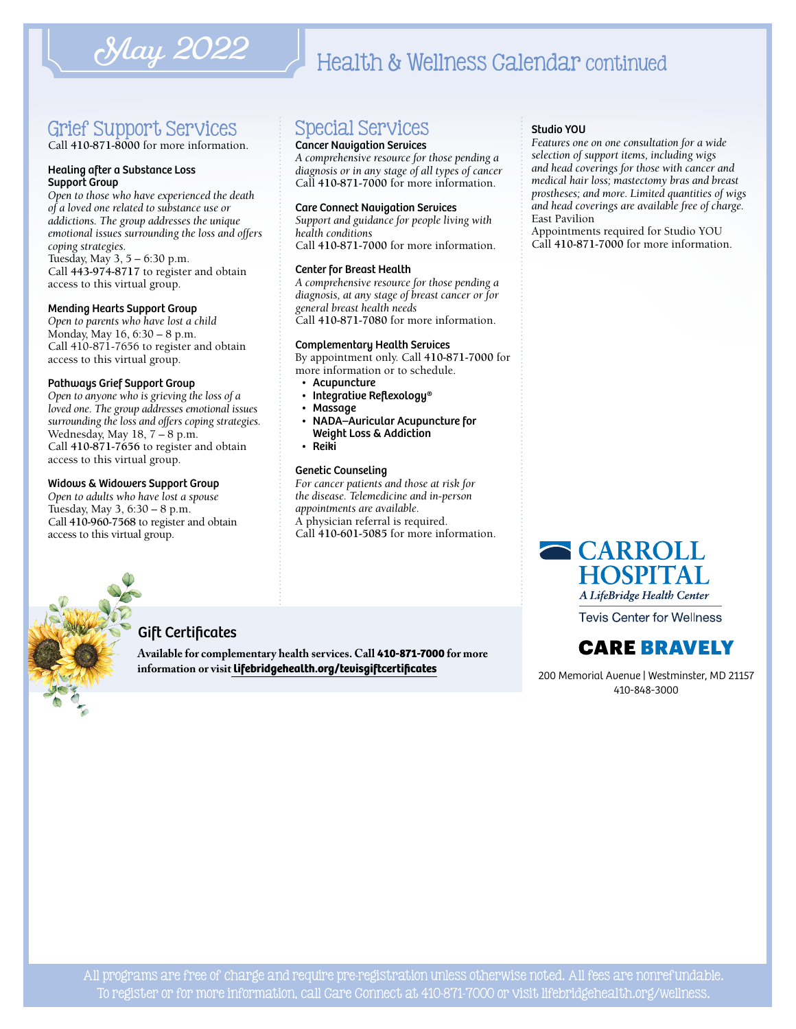# May 2022 Health & Wellness Calendar continued

## Grief Support Services

Call 410-871-8000 for more information.

**Healing after a Substance Loss Support Group**
*Open to those who have experienced the death of a loved one related to substance use or addictions. The group addresses the unique emotional issues surrounding the loss and offers coping strategies.*
Tuesday, May 3, 5 – 6:30 p.m.
Call 443-974-8717 to register and obtain access to this virtual group.

**Mending Hearts Support Group**
*Open to parents who have lost a child*
Monday, May 16, 6:30 – 8 p.m.
Call 410-871-7656 to register and obtain access to this virtual group.

**Pathways Grief Support Group**
*Open to anyone who is grieving the loss of a loved one. The group addresses emotional issues surrounding the loss and offers coping strategies.*
Wednesday, May 18, 7 – 8 p.m.
Call 410-871-7656 to register and obtain access to this virtual group.

**Widows & Widowers Support Group**
*Open to adults who have lost a spouse*
Tuesday, May 3, 6:30 – 8 p.m.
Call 410-960-7568 to register and obtain access to this virtual group.

## Special Services

**Cancer Navigation Services**
*A comprehensive resource for those pending a diagnosis or in any stage of all types of cancer*
Call 410-871-7000 for more information.

**Care Connect Navigation Services**
*Support and guidance for people living with health conditions*
Call 410-871-7000 for more information.

**Center for Breast Health**
*A comprehensive resource for those pending a diagnosis, at any stage of breast cancer or for general breast health needs*
Call 410-871-7080 for more information.

**Complementary Health Services**
By appointment only. Call 410-871-7000 for more information or to schedule.

- **Acupuncture**
- **Integrative Reflexology®**
- **Massage**
- **NADA–Auricular Acupuncture for Weight Loss & Addiction**
- **Reiki**

**Genetic Counseling**
*For cancer patients and those at risk for the disease. Telemedicine and in-person appointments are available.*
A physician referral is required.
Call 410-601-5085 for more information.

**Studio YOU**
*Features one on one consultation for a wide selection of support items, including wigs and head coverings for those with cancer and medical hair loss; mastectomy bras and breast prostheses; and more. Limited quantities of wigs and head coverings are available free of charge.*
East Pavilion
Appointments required for Studio YOU
Call 410-871-7000 for more information.

## Gift Certificates

**Available for complementary health services. Call 410-871-7000 for more information or visit lifebridgehealth.org/tevisgiftcertificates**

CARROLL HOSPITAL
*A LifeBridge Health Center*
Tevis Center for Wellness

CARE BRAVELY

200 Memorial Avenue | Westminster, MD 21157
410-848-3000

All programs are free of charge and require pre-registration unless otherwise noted. All fees are nonrefundable.
To register or for more information, call Care Connect at 410-871-7000 or visit lifebridgehealth.org/wellness.